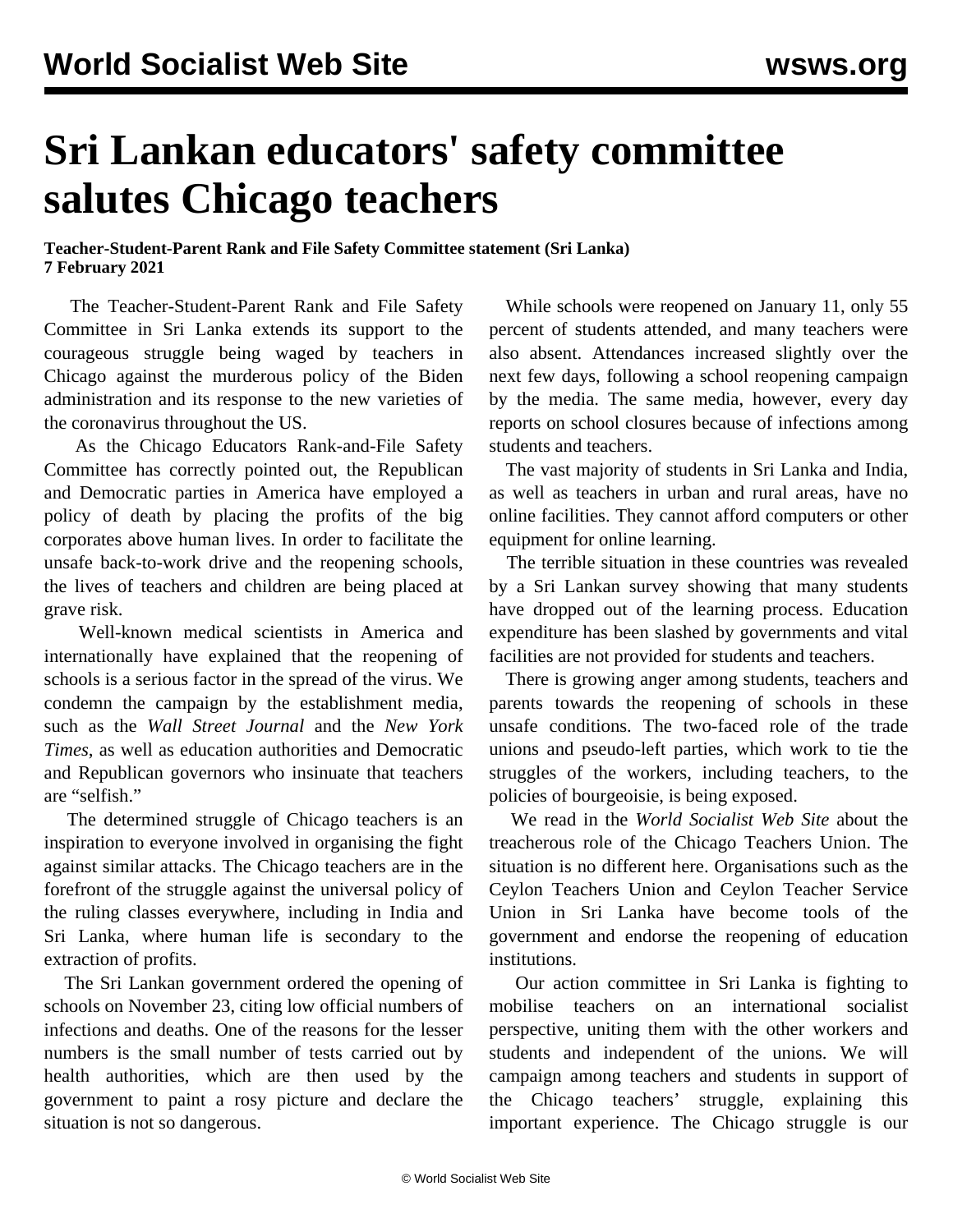# Sri Lankan educators' safety committee salutes Chicago teachers

**Teacher-Student-Parent Rank and File Safety Committee statement (Sri Lanka)**
**7 February 2021**

The Teacher-Student-Parent Rank and File Safety Committee in Sri Lanka extends its support to the courageous struggle being waged by teachers in Chicago against the murderous policy of the Biden administration and its response to the new varieties of the coronavirus throughout the US.

As the Chicago Educators Rank-and-File Safety Committee has correctly pointed out, the Republican and Democratic parties in America have employed a policy of death by placing the profits of the big corporates above human lives. In order to facilitate the unsafe back-to-work drive and the reopening schools, the lives of teachers and children are being placed at grave risk.

Well-known medical scientists in America and internationally have explained that the reopening of schools is a serious factor in the spread of the virus. We condemn the campaign by the establishment media, such as the *Wall Street Journal* and the *New York Times*, as well as education authorities and Democratic and Republican governors who insinuate that teachers are "selfish."

The determined struggle of Chicago teachers is an inspiration to everyone involved in organising the fight against similar attacks. The Chicago teachers are in the forefront of the struggle against the universal policy of the ruling classes everywhere, including in India and Sri Lanka, where human life is secondary to the extraction of profits.

The Sri Lankan government ordered the opening of schools on November 23, citing low official numbers of infections and deaths. One of the reasons for the lesser numbers is the small number of tests carried out by health authorities, which are then used by the government to paint a rosy picture and declare the situation is not so dangerous.

While schools were reopened on January 11, only 55 percent of students attended, and many teachers were also absent. Attendances increased slightly over the next few days, following a school reopening campaign by the media. The same media, however, every day reports on school closures because of infections among students and teachers.

The vast majority of students in Sri Lanka and India, as well as teachers in urban and rural areas, have no online facilities. They cannot afford computers or other equipment for online learning.

The terrible situation in these countries was revealed by a Sri Lankan survey showing that many students have dropped out of the learning process. Education expenditure has been slashed by governments and vital facilities are not provided for students and teachers.

There is growing anger among students, teachers and parents towards the reopening of schools in these unsafe conditions. The two-faced role of the trade unions and pseudo-left parties, which work to tie the struggles of the workers, including teachers, to the policies of bourgeoisie, is being exposed.

We read in the *World Socialist Web Site* about the treacherous role of the Chicago Teachers Union. The situation is no different here. Organisations such as the Ceylon Teachers Union and Ceylon Teacher Service Union in Sri Lanka have become tools of the government and endorse the reopening of education institutions.

Our action committee in Sri Lanka is fighting to mobilise teachers on an international socialist perspective, uniting them with the other workers and students and independent of the unions. We will campaign among teachers and students in support of the Chicago teachers' struggle, explaining this important experience. The Chicago struggle is our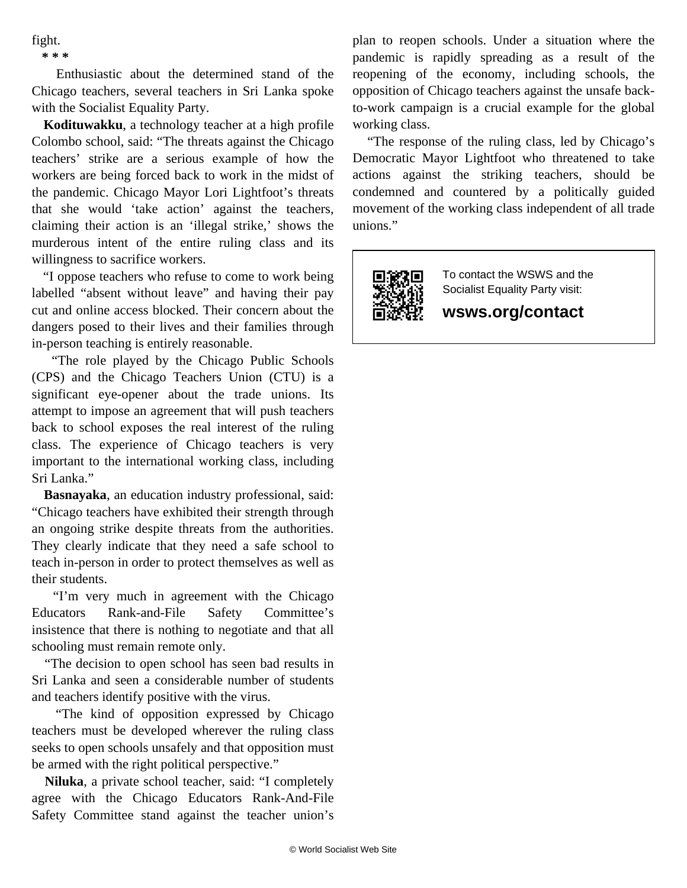fight.

* * *

Enthusiastic about the determined stand of the Chicago teachers, several teachers in Sri Lanka spoke with the Socialist Equality Party.

**Kodituwakku**, a technology teacher at a high profile Colombo school, said: “The threats against the Chicago teachers’ strike are a serious example of how the workers are being forced back to work in the midst of the pandemic. Chicago Mayor Lori Lightfoot’s threats that she would ‘take action’ against the teachers, claiming their action is an ‘illegal strike,’ shows the murderous intent of the entire ruling class and its willingness to sacrifice workers.

“I oppose teachers who refuse to come to work being labelled “absent without leave” and having their pay cut and online access blocked. Their concern about the dangers posed to their lives and their families through in-person teaching is entirely reasonable.

“The role played by the Chicago Public Schools (CPS) and the Chicago Teachers Union (CTU) is a significant eye-opener about the trade unions. Its attempt to impose an agreement that will push teachers back to school exposes the real interest of the ruling class. The experience of Chicago teachers is very important to the international working class, including Sri Lanka.”

**Basnayaka**, an education industry professional, said: “Chicago teachers have exhibited their strength through an ongoing strike despite threats from the authorities. They clearly indicate that they need a safe school to teach in-person in order to protect themselves as well as their students.

“I’m very much in agreement with the Chicago Educators Rank-and-File Safety Committee’s insistence that there is nothing to negotiate and that all schooling must remain remote only.

“The decision to open school has seen bad results in Sri Lanka and seen a considerable number of students and teachers identify positive with the virus.

“The kind of opposition expressed by Chicago teachers must be developed wherever the ruling class seeks to open schools unsafely and that opposition must be armed with the right political perspective.”

**Niluka**, a private school teacher, said: “I completely agree with the Chicago Educators Rank-And-File Safety Committee stand against the teacher union’s plan to reopen schools. Under a situation where the pandemic is rapidly spreading as a result of the reopening of the economy, including schools, the opposition of Chicago teachers against the unsafe back-to-work campaign is a crucial example for the global working class.

“The response of the ruling class, led by Chicago’s Democratic Mayor Lightfoot who threatened to take actions against the striking teachers, should be condemned and countered by a politically guided movement of the working class independent of all trade unions.”

To contact the WSWS and the Socialist Equality Party visit:

**wsws.org/contact**